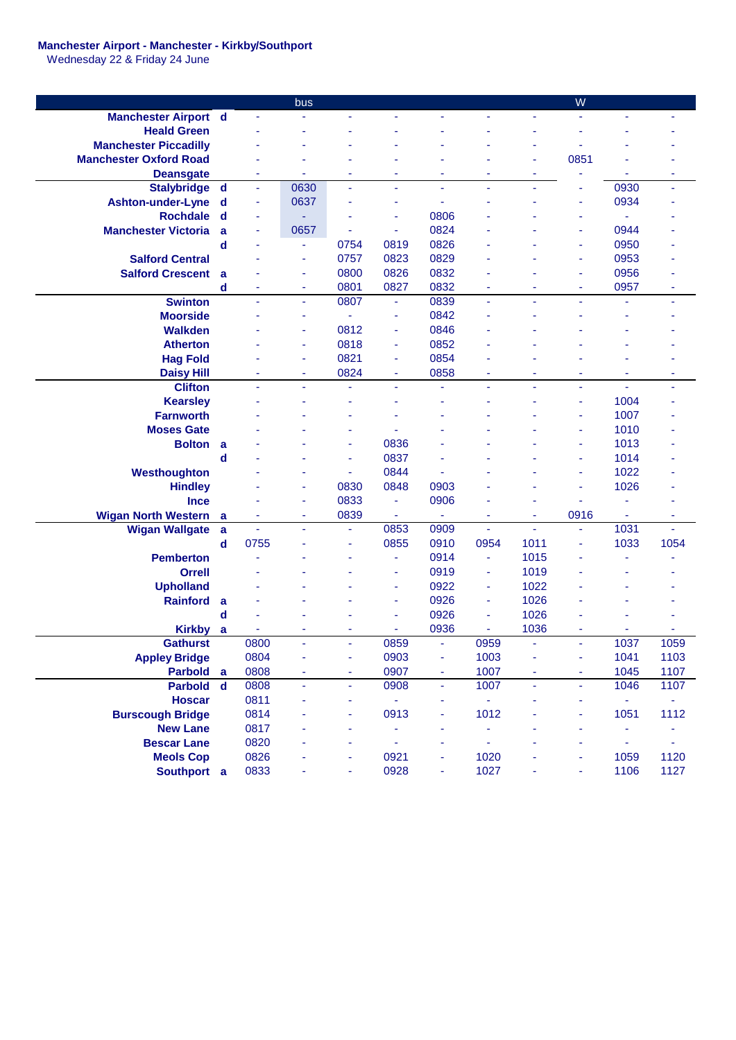**Manchester Airport - Manchester - Kirkby/Southport**
Wednesday 22 & Friday 24 June

| | | | bus | | | | | | W | | |
|---|---|---|---|---|---|---|---|---|---|---|---|
| Manchester Airport | d | - | - | - | - | - | - | - | - | - | - |
| Heald Green | | - | - | - | - | - | - | - | - | - | - |
| Manchester Piccadilly | | - | - | - | - | - | - | - | - | - | - |
| Manchester Oxford Road | | - | - | - | - | - | - | - | 0851 | - | - |
| Deansgate | | - | - | - | - | - | - | - | - | - | - |
| Stalybridge | d | - | 0630 | - | - | - | - | - | - | 0930 | - |
| Ashton-under-Lyne | d | - | 0637 | - | - | - | - | - | - | 0934 | - |
| Rochdale | d | - | - | - | - | 0806 | - | - | - | - | - |
| Manchester Victoria | a | - | 0657 | - | - | 0824 | - | - | - | 0944 | - |
| | d | - | - | 0754 | 0819 | 0826 | - | - | - | 0950 | - |
| Salford Central | | - | - | 0757 | 0823 | 0829 | - | - | - | 0953 | - |
| Salford Crescent | a | - | - | 0800 | 0826 | 0832 | - | - | - | 0956 | - |
| | d | - | - | 0801 | 0827 | 0832 | - | - | - | 0957 | - |
| Swinton | | - | - | 0807 | - | 0839 | - | - | - | - | - |
| Moorside | | - | - | - | - | 0842 | - | - | - | - | - |
| Walkden | | - | - | 0812 | - | 0846 | - | - | - | - | - |
| Atherton | | - | - | 0818 | - | 0852 | - | - | - | - | - |
| Hag Fold | | - | - | 0821 | - | 0854 | - | - | - | - | - |
| Daisy Hill | | - | - | 0824 | - | 0858 | - | - | - | - | - |
| Clifton | | - | - | - | - | - | - | - | - | - | - |
| Kearsley | | - | - | - | - | - | - | - | - | 1004 | - |
| Farnworth | | - | - | - | - | - | - | - | - | 1007 | - |
| Moses Gate | | - | - | - | - | - | - | - | - | 1010 | - |
| Bolton | a | - | - | - | 0836 | - | - | - | - | 1013 | - |
| | d | - | - | - | 0837 | - | - | - | - | 1014 | - |
| Westhoughton | | - | - | - | 0844 | - | - | - | - | 1022 | - |
| Hindley | | - | - | 0830 | 0848 | 0903 | - | - | - | 1026 | - |
| Ince | | - | - | 0833 | - | 0906 | - | - | - | - | - |
| Wigan North Western | a | - | - | 0839 | - | - | - | - | 0916 | - | - |
| Wigan Wallgate | a | - | - | - | 0853 | 0909 | - | - | - | 1031 | - |
| | d | 0755 | - | - | 0855 | 0910 | 0954 | 1011 | - | 1033 | 1054 |
| Pemberton | | - | - | - | - | 0914 | - | 1015 | - | - | - |
| Orrell | | - | - | - | - | 0919 | - | 1019 | - | - | - |
| Upholland | | - | - | - | - | 0922 | - | 1022 | - | - | - |
| Rainford | a | - | - | - | - | 0926 | - | 1026 | - | - | - |
| | d | - | - | - | - | 0926 | - | 1026 | - | - | - |
| Kirkby | a | - | - | - | - | 0936 | - | 1036 | - | - | - |
| Gathurst | | 0800 | - | - | 0859 | - | 0959 | - | - | 1037 | 1059 |
| Appley Bridge | | 0804 | - | - | 0903 | - | 1003 | - | - | 1041 | 1103 |
| Parbold | a | 0808 | - | - | 0907 | - | 1007 | - | - | 1045 | 1107 |
| Parbold | d | 0808 | - | - | 0908 | - | 1007 | - | - | 1046 | 1107 |
| Hoscar | | 0811 | - | - | - | - | - | - | - | - | - |
| Burscough Bridge | | 0814 | - | - | 0913 | - | 1012 | - | - | 1051 | 1112 |
| New Lane | | 0817 | - | - | - | - | - | - | - | - | - |
| Bescar Lane | | 0820 | - | - | - | - | - | - | - | - | - |
| Meols Cop | | 0826 | - | - | 0921 | - | 1020 | - | - | 1059 | 1120 |
| Southport | a | 0833 | - | - | 0928 | - | 1027 | - | - | 1106 | 1127 |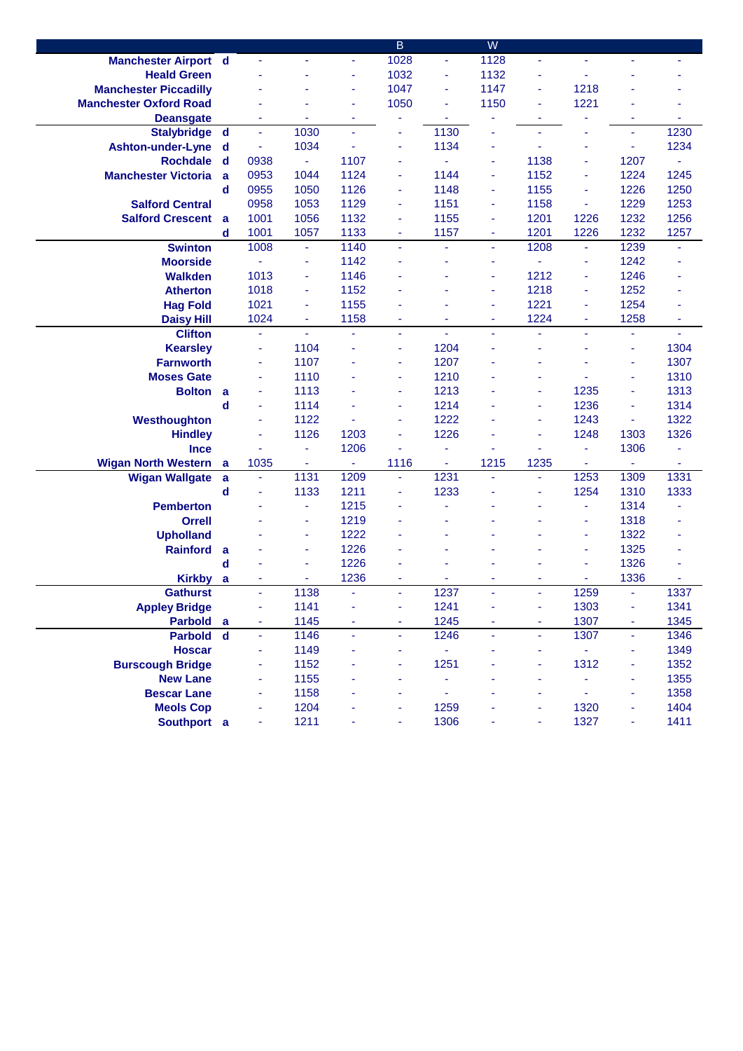| | | | | | B | | W | | | | |
|---|---|---|---|---|---|---|---|---|---|---|---|
| **Manchester Airport** | **d** | - | - | - | 1028 | - | 1128 | - | - | - | - |
| **Heald Green** | | - | - | - | 1032 | - | 1132 | - | - | - | - |
| **Manchester Piccadilly** | | - | - | - | 1047 | - | 1147 | - | 1218 | - | - |
| **Manchester Oxford Road** | | - | - | - | 1050 | - | 1150 | - | 1221 | - | - |
| **Deansgate** | | - | - | - | - | - | - | - | - | - | - |
| **Stalybridge** | **d** | - | 1030 | - | - | 1130 | - | - | - | - | 1230 |
| **Ashton-under-Lyne** | **d** | - | 1034 | - | - | 1134 | - | - | - | - | 1234 |
| **Rochdale** | **d** | 0938 | - | 1107 | - | - | - | 1138 | - | 1207 | - |
| **Manchester Victoria** | **a** | 0953 | 1044 | 1124 | - | 1144 | - | 1152 | - | 1224 | 1245 |
| | **d** | 0955 | 1050 | 1126 | - | 1148 | - | 1155 | - | 1226 | 1250 |
| **Salford Central** | | 0958 | 1053 | 1129 | - | 1151 | - | 1158 | - | 1229 | 1253 |
| **Salford Crescent** | **a** | 1001 | 1056 | 1132 | - | 1155 | - | 1201 | 1226 | 1232 | 1256 |
| | **d** | 1001 | 1057 | 1133 | - | 1157 | - | 1201 | 1226 | 1232 | 1257 |
| **Swinton** | | 1008 | - | 1140 | - | - | - | 1208 | - | 1239 | - |
| **Moorside** | | - | - | 1142 | - | - | - | - | - | 1242 | - |
| **Walkden** | | 1013 | - | 1146 | - | - | - | 1212 | - | 1246 | - |
| **Atherton** | | 1018 | - | 1152 | - | - | - | 1218 | - | 1252 | - |
| **Hag Fold** | | 1021 | - | 1155 | - | - | - | 1221 | - | 1254 | - |
| **Daisy Hill** | | 1024 | - | 1158 | - | - | - | 1224 | - | 1258 | - |
| **Clifton** | | - | - | - | - | - | - | - | - | - | - |
| **Kearsley** | | - | 1104 | - | - | 1204 | - | - | - | - | 1304 |
| **Farnworth** | | - | 1107 | - | - | 1207 | - | - | - | - | 1307 |
| **Moses Gate** | | - | 1110 | - | - | 1210 | - | - | - | - | 1310 |
| **Bolton** | **a** | - | 1113 | - | - | 1213 | - | - | 1235 | - | 1313 |
| | **d** | - | 1114 | - | - | 1214 | - | - | 1236 | - | 1314 |
| **Westhoughton** | | - | 1122 | - | - | 1222 | - | - | 1243 | - | 1322 |
| **Hindley** | | - | 1126 | 1203 | - | 1226 | - | - | 1248 | 1303 | 1326 |
| **Ince** | | - | - | 1206 | - | - | - | - | - | 1306 | - |
| **Wigan North Western** | **a** | 1035 | - | - | 1116 | - | 1215 | 1235 | - | - | - |
| **Wigan Wallgate** | **a** | - | 1131 | 1209 | - | 1231 | - | - | 1253 | 1309 | 1331 |
| | **d** | - | 1133 | 1211 | - | 1233 | - | - | 1254 | 1310 | 1333 |
| **Pemberton** | | - | - | 1215 | - | - | - | - | - | 1314 | - |
| **Orrell** | | - | - | 1219 | - | - | - | - | - | 1318 | - |
| **Upholland** | | - | - | 1222 | - | - | - | - | - | 1322 | - |
| **Rainford** | **a** | - | - | 1226 | - | - | - | - | - | 1325 | - |
| | **d** | - | - | 1226 | - | - | - | - | - | 1326 | - |
| **Kirkby** | **a** | - | - | 1236 | - | - | - | - | - | 1336 | - |
| **Gathurst** | | - | 1138 | - | - | 1237 | - | - | 1259 | - | 1337 |
| **Appley Bridge** | | - | 1141 | - | - | 1241 | - | - | 1303 | - | 1341 |
| **Parbold** | **a** | - | 1145 | - | - | 1245 | - | - | 1307 | - | 1345 |
| **Parbold** | **d** | - | 1146 | - | - | 1246 | - | - | 1307 | - | 1346 |
| **Hoscar** | | - | 1149 | - | - | - | - | - | - | - | 1349 |
| **Burscough Bridge** | | - | 1152 | - | - | 1251 | - | - | 1312 | - | 1352 |
| **New Lane** | | - | 1155 | - | - | - | - | - | - | - | 1355 |
| **Bescar Lane** | | - | 1158 | - | - | - | - | - | - | - | 1358 |
| **Meols Cop** | | - | 1204 | - | - | 1259 | - | - | 1320 | - | 1404 |
| **Southport** | **a** | - | 1211 | - | - | 1306 | - | - | 1327 | - | 1411 |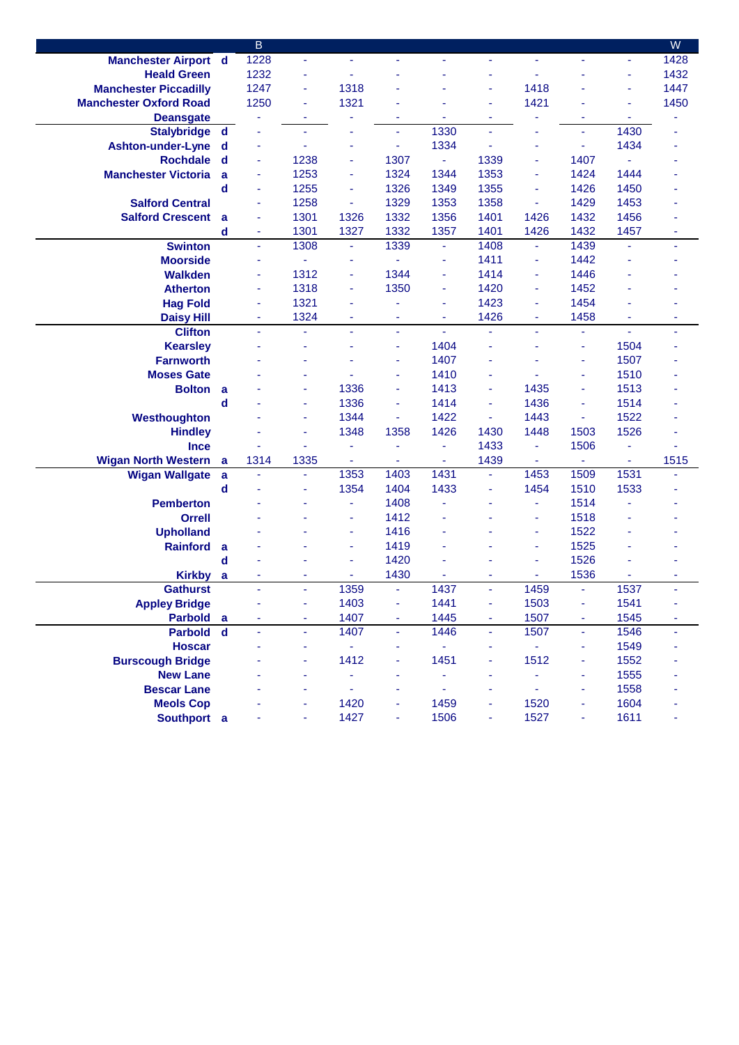| | | B | | | | | | | | | W |
|---|---|---|---|---|---|---|---|---|---|---|---|
| Manchester Airport | d | 1228 | - | - | - | - | - | - | - | - | 1428 |
| Heald Green | | 1232 | - | - | - | - | - | - | - | - | 1432 |
| Manchester Piccadilly | | 1247 | - | 1318 | - | - | - | 1418 | - | - | 1447 |
| Manchester Oxford Road | | 1250 | - | 1321 | - | - | - | 1421 | - | - | 1450 |
| Deansgate | | - | - | - | - | - | - | - | - | - | - |
| Stalybridge | d | - | - | - | - | 1330 | - | - | - | 1430 | - |
| Ashton-under-Lyne | d | - | - | - | - | 1334 | - | - | - | 1434 | - |
| Rochdale | d | - | 1238 | - | 1307 | - | 1339 | - | 1407 | - | - |
| Manchester Victoria | a | - | 1253 | - | 1324 | 1344 | 1353 | - | 1424 | 1444 | - |
| | d | - | 1255 | - | 1326 | 1349 | 1355 | - | 1426 | 1450 | - |
| Salford Central | | - | 1258 | - | 1329 | 1353 | 1358 | - | 1429 | 1453 | - |
| Salford Crescent | a | - | 1301 | 1326 | 1332 | 1356 | 1401 | 1426 | 1432 | 1456 | - |
| | d | - | 1301 | 1327 | 1332 | 1357 | 1401 | 1426 | 1432 | 1457 | - |
| Swinton | | - | 1308 | - | 1339 | - | 1408 | - | 1439 | - | - |
| Moorside | | - | - | - | - | - | 1411 | - | 1442 | - | - |
| Walkden | | - | 1312 | - | 1344 | - | 1414 | - | 1446 | - | - |
| Atherton | | - | 1318 | - | 1350 | - | 1420 | - | 1452 | - | - |
| Hag Fold | | - | 1321 | - | - | - | 1423 | - | 1454 | - | - |
| Daisy Hill | | - | 1324 | - | - | - | 1426 | - | 1458 | - | - |
| Clifton | | - | - | - | - | - | - | - | - | - | - |
| Kearsley | | - | - | - | - | 1404 | - | - | - | 1504 | - |
| Farnworth | | - | - | - | - | 1407 | - | - | - | 1507 | - |
| Moses Gate | | - | - | - | - | 1410 | - | - | - | 1510 | - |
| Bolton | a | - | - | 1336 | - | 1413 | - | 1435 | - | 1513 | - |
| | d | - | - | 1336 | - | 1414 | - | 1436 | - | 1514 | - |
| Westhoughton | | - | - | 1344 | - | 1422 | - | 1443 | - | 1522 | - |
| Hindley | | - | - | 1348 | 1358 | 1426 | 1430 | 1448 | 1503 | 1526 | - |
| Ince | | - | - | - | - | - | 1433 | - | 1506 | - | - |
| Wigan North Western | a | 1314 | 1335 | - | - | - | 1439 | - | - | - | 1515 |
| Wigan Wallgate | a | - | - | 1353 | 1403 | 1431 | - | 1453 | 1509 | 1531 | - |
| | d | - | - | 1354 | 1404 | 1433 | - | 1454 | 1510 | 1533 | - |
| Pemberton | | - | - | - | 1408 | - | - | - | 1514 | - | - |
| Orrell | | - | - | - | 1412 | - | - | - | 1518 | - | - |
| Upholland | | - | - | - | 1416 | - | - | - | 1522 | - | - |
| Rainford | a | - | - | - | 1419 | - | - | - | 1525 | - | - |
| | d | - | - | - | 1420 | - | - | - | 1526 | - | - |
| Kirkby | a | - | - | - | 1430 | - | - | - | 1536 | - | - |
| Gathurst | | - | - | 1359 | - | 1437 | - | 1459 | - | 1537 | - |
| Appley Bridge | | - | - | 1403 | - | 1441 | - | 1503 | - | 1541 | - |
| Parbold | a | - | - | 1407 | - | 1445 | - | 1507 | - | 1545 | - |
| Parbold | d | - | - | 1407 | - | 1446 | - | 1507 | - | 1546 | - |
| Hoscar | | - | - | - | - | - | - | - | - | 1549 | - |
| Burscough Bridge | | - | - | 1412 | - | 1451 | - | 1512 | - | 1552 | - |
| New Lane | | - | - | - | - | - | - | - | - | 1555 | - |
| Bescar Lane | | - | - | - | - | - | - | - | - | 1558 | - |
| Meols Cop | | - | - | 1420 | - | 1459 | - | 1520 | - | 1604 | - |
| Southport | a | - | - | 1427 | - | 1506 | - | 1527 | - | 1611 | - |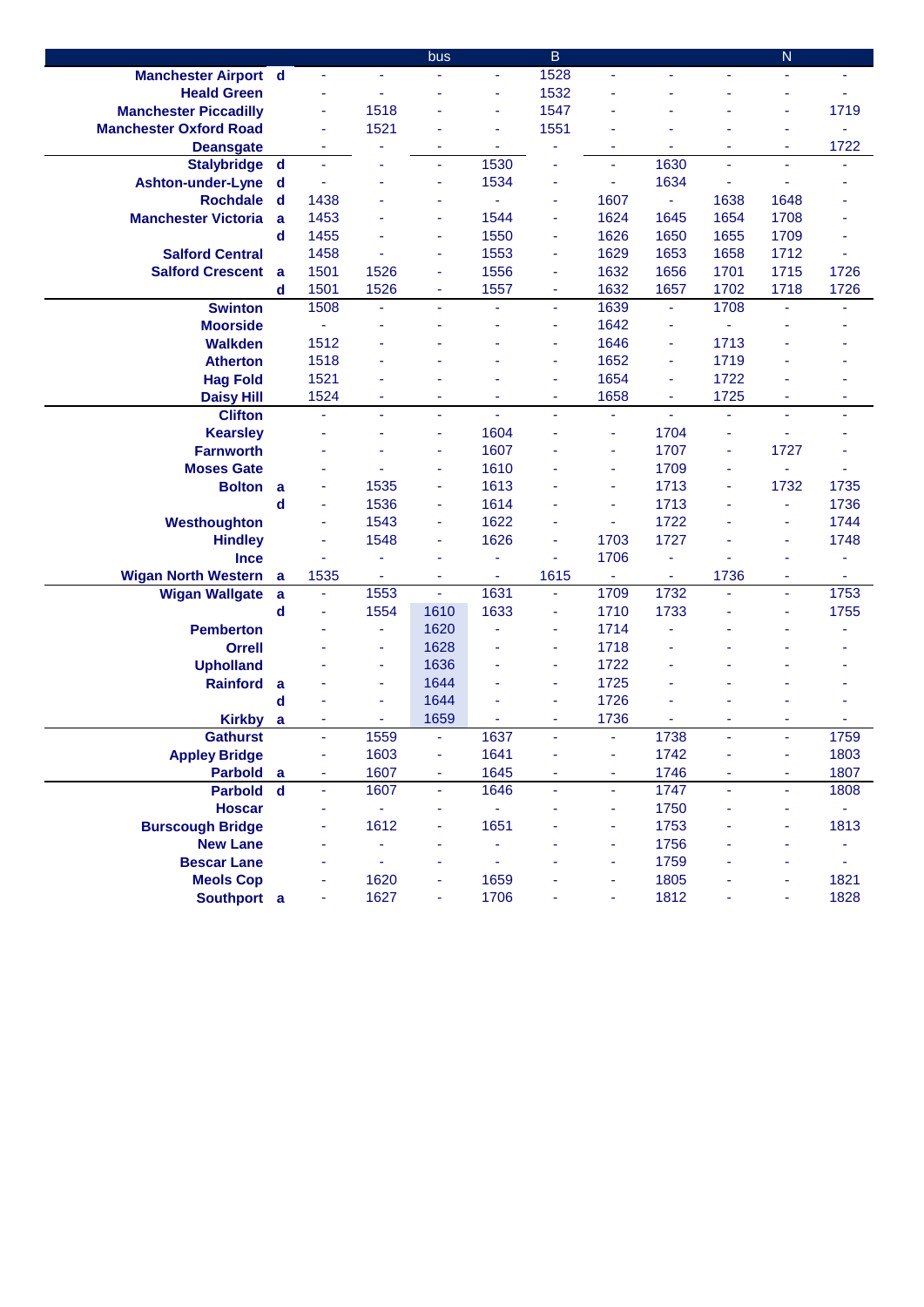| | | | | bus | | B | | | | N | |
|---|---|---|---|---|---|---|---|---|---|---|---|
| **Manchester Airport** | **d** | - | - | - | - | 1528 | - | - | - | - | - |
| **Heald Green** | | - | - | - | - | 1532 | - | - | - | - | - |
| **Manchester Piccadilly** | | - | 1518 | - | - | 1547 | - | - | - | - | 1719 |
| **Manchester Oxford Road** | | - | 1521 | - | - | 1551 | - | - | - | - | - |
| **Deansgate** | | - | - | - | - | - | - | - | - | - | 1722 |
| **Stalybridge** | **d** | - | - | - | 1530 | - | - | 1630 | - | - | - |
| **Ashton-under-Lyne** | **d** | - | - | - | 1534 | - | - | 1634 | - | - | - |
| **Rochdale** | **d** | 1438 | - | - | - | - | 1607 | - | 1638 | 1648 | - |
| **Manchester Victoria** | **a** | 1453 | - | - | 1544 | - | 1624 | 1645 | 1654 | 1708 | - |
| | **d** | 1455 | - | - | 1550 | - | 1626 | 1650 | 1655 | 1709 | - |
| **Salford Central** | | 1458 | - | - | 1553 | - | 1629 | 1653 | 1658 | 1712 | - |
| **Salford Crescent** | **a** | 1501 | 1526 | - | 1556 | - | 1632 | 1656 | 1701 | 1715 | 1726 |
| | **d** | 1501 | 1526 | - | 1557 | - | 1632 | 1657 | 1702 | 1718 | 1726 |
| **Swinton** | | 1508 | - | - | - | - | 1639 | - | 1708 | - | - |
| **Moorside** | | - | - | - | - | - | 1642 | - | - | - | - |
| **Walkden** | | 1512 | - | - | - | - | 1646 | - | 1713 | - | - |
| **Atherton** | | 1518 | - | - | - | - | 1652 | - | 1719 | - | - |
| **Hag Fold** | | 1521 | - | - | - | - | 1654 | - | 1722 | - | - |
| **Daisy Hill** | | 1524 | - | - | - | - | 1658 | - | 1725 | - | - |
| **Clifton** | | - | - | - | - | - | - | - | - | - | - |
| **Kearsley** | | - | - | - | 1604 | - | - | 1704 | - | - | - |
| **Farnworth** | | - | - | - | 1607 | - | - | 1707 | - | 1727 | - |
| **Moses Gate** | | - | - | - | 1610 | - | - | 1709 | - | - | - |
| **Bolton** | **a** | - | 1535 | - | 1613 | - | - | 1713 | - | 1732 | 1735 |
| | **d** | - | 1536 | - | 1614 | - | - | 1713 | - | - | 1736 |
| **Westhoughton** | | - | 1543 | - | 1622 | - | - | 1722 | - | - | 1744 |
| **Hindley** | | - | 1548 | - | 1626 | - | 1703 | 1727 | - | - | 1748 |
| **Ince** | | - | - | - | - | - | 1706 | - | - | - | - |
| **Wigan North Western** | **a** | 1535 | - | - | - | 1615 | - | - | 1736 | - | - |
| **Wigan Wallgate** | **a** | - | 1553 | - | 1631 | - | 1709 | 1732 | - | - | 1753 |
| | **d** | - | 1554 | 1610 | 1633 | - | 1710 | 1733 | - | - | 1755 |
| **Pemberton** | | - | - | 1620 | - | - | 1714 | - | - | - | - |
| **Orrell** | | - | - | 1628 | - | - | 1718 | - | - | - | - |
| **Upholland** | | - | - | 1636 | - | - | 1722 | - | - | - | - |
| **Rainford** | **a** | - | - | 1644 | - | - | 1725 | - | - | - | - |
| | **d** | - | - | 1644 | - | - | 1726 | - | - | - | - |
| **Kirkby** | **a** | - | - | 1659 | - | - | 1736 | - | - | - | - |
| **Gathurst** | | - | 1559 | - | 1637 | - | - | 1738 | - | - | 1759 |
| **Appley Bridge** | | - | 1603 | - | 1641 | - | - | 1742 | - | - | 1803 |
| **Parbold** | **a** | - | 1607 | - | 1645 | - | - | 1746 | - | - | 1807 |
| **Parbold** | **d** | - | 1607 | - | 1646 | - | - | 1747 | - | - | 1808 |
| **Hoscar** | | - | - | - | - | - | - | 1750 | - | - | - |
| **Burscough Bridge** | | - | 1612 | - | 1651 | - | - | 1753 | - | - | 1813 |
| **New Lane** | | - | - | - | - | - | - | 1756 | - | - | - |
| **Bescar Lane** | | - | - | - | - | - | - | 1759 | - | - | - |
| **Meols Cop** | | - | 1620 | - | 1659 | - | - | 1805 | - | - | 1821 |
| **Southport** | **a** | - | 1627 | - | 1706 | - | - | 1812 | - | - | 1828 |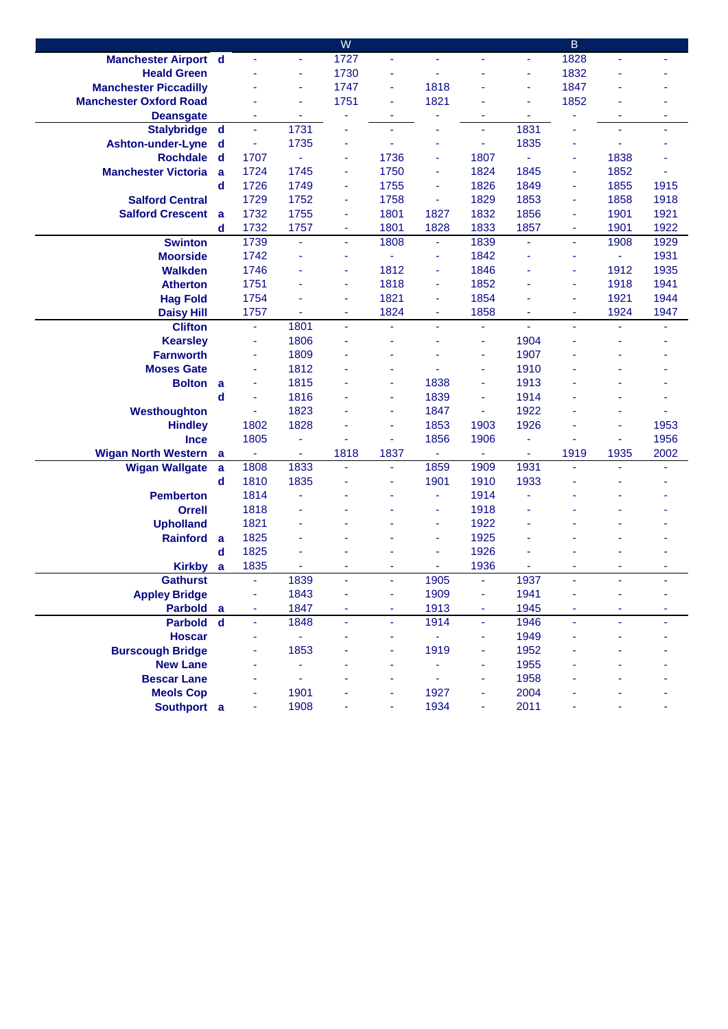| | | | | W | | | | | B | | |
|---|---|---|---|---|---|---|---|---|---|---|---|
| **Manchester Airport** | **d** | - | - | 1727 | - | - | - | - | 1828 | - | - |
| **Heald Green** | | - | - | 1730 | - | - | - | - | 1832 | - | - |
| **Manchester Piccadilly** | | - | - | 1747 | - | 1818 | - | - | 1847 | - | - |
| **Manchester Oxford Road** | | - | - | 1751 | - | 1821 | - | - | 1852 | - | - |
| **Deansgate** | | - | - | - | - | - | - | - | - | - | - |
| **Stalybridge** | **d** | - | 1731 | - | - | - | - | 1831 | - | - | - |
| **Ashton-under-Lyne** | **d** | - | 1735 | - | - | - | - | 1835 | - | - | - |
| **Rochdale** | **d** | 1707 | - | - | 1736 | - | 1807 | - | - | 1838 | - |
| **Manchester Victoria** | **a** | 1724 | 1745 | - | 1750 | - | 1824 | 1845 | - | 1852 | - |
| | **d** | 1726 | 1749 | - | 1755 | - | 1826 | 1849 | - | 1855 | 1915 |
| **Salford Central** | | 1729 | 1752 | - | 1758 | - | 1829 | 1853 | - | 1858 | 1918 |
| **Salford Crescent** | **a** | 1732 | 1755 | - | 1801 | 1827 | 1832 | 1856 | - | 1901 | 1921 |
| | **d** | 1732 | 1757 | - | 1801 | 1828 | 1833 | 1857 | - | 1901 | 1922 |
| **Swinton** | | 1739 | - | - | 1808 | - | 1839 | - | - | 1908 | 1929 |
| **Moorside** | | 1742 | - | - | - | - | 1842 | - | - | - | 1931 |
| **Walkden** | | 1746 | - | - | 1812 | - | 1846 | - | - | 1912 | 1935 |
| **Atherton** | | 1751 | - | - | 1818 | - | 1852 | - | - | 1918 | 1941 |
| **Hag Fold** | | 1754 | - | - | 1821 | - | 1854 | - | - | 1921 | 1944 |
| **Daisy Hill** | | 1757 | - | - | 1824 | - | 1858 | - | - | 1924 | 1947 |
| **Clifton** | | - | 1801 | - | - | - | - | - | - | - | - |
| **Kearsley** | | - | 1806 | - | - | - | - | 1904 | - | - | - |
| **Farnworth** | | - | 1809 | - | - | - | - | 1907 | - | - | - |
| **Moses Gate** | | - | 1812 | - | - | - | - | 1910 | - | - | - |
| **Bolton** | **a** | - | 1815 | - | - | 1838 | - | 1913 | - | - | - |
| | **d** | - | 1816 | - | - | 1839 | - | 1914 | - | - | - |
| **Westhoughton** | | - | 1823 | - | - | 1847 | - | 1922 | - | - | - |
| **Hindley** | | 1802 | 1828 | - | - | 1853 | 1903 | 1926 | - | - | 1953 |
| **Ince** | | 1805 | - | - | - | 1856 | 1906 | - | - | - | 1956 |
| **Wigan North Western** | **a** | - | - | 1818 | 1837 | - | - | - | 1919 | 1935 | 2002 |
| **Wigan Wallgate** | **a** | 1808 | 1833 | - | - | 1859 | 1909 | 1931 | - | - | - |
| | **d** | 1810 | 1835 | - | - | 1901 | 1910 | 1933 | - | - | - |
| **Pemberton** | | 1814 | - | - | - | - | 1914 | - | - | - | - |
| **Orrell** | | 1818 | - | - | - | - | 1918 | - | - | - | - |
| **Upholland** | | 1821 | - | - | - | - | 1922 | - | - | - | - |
| **Rainford** | **a** | 1825 | - | - | - | - | 1925 | - | - | - | - |
| | **d** | 1825 | - | - | - | - | 1926 | - | - | - | - |
| **Kirkby** | **a** | 1835 | - | - | - | - | 1936 | - | - | - | - |
| **Gathurst** | | - | 1839 | - | - | 1905 | - | 1937 | - | - | - |
| **Appley Bridge** | | - | 1843 | - | - | 1909 | - | 1941 | - | - | - |
| **Parbold** | **a** | - | 1847 | - | - | 1913 | - | 1945 | - | - | - |
| **Parbold** | **d** | - | 1848 | - | - | 1914 | - | 1946 | - | - | - |
| **Hoscar** | | - | - | - | - | - | - | 1949 | - | - | - |
| **Burscough Bridge** | | - | 1853 | - | - | 1919 | - | 1952 | - | - | - |
| **New Lane** | | - | - | - | - | - | - | 1955 | - | - | - |
| **Bescar Lane** | | - | - | - | - | - | - | 1958 | - | - | - |
| **Meols Cop** | | - | 1901 | - | - | 1927 | - | 2004 | - | - | - |
| **Southport** | **a** | - | 1908 | - | - | 1934 | - | 2011 | - | - | - |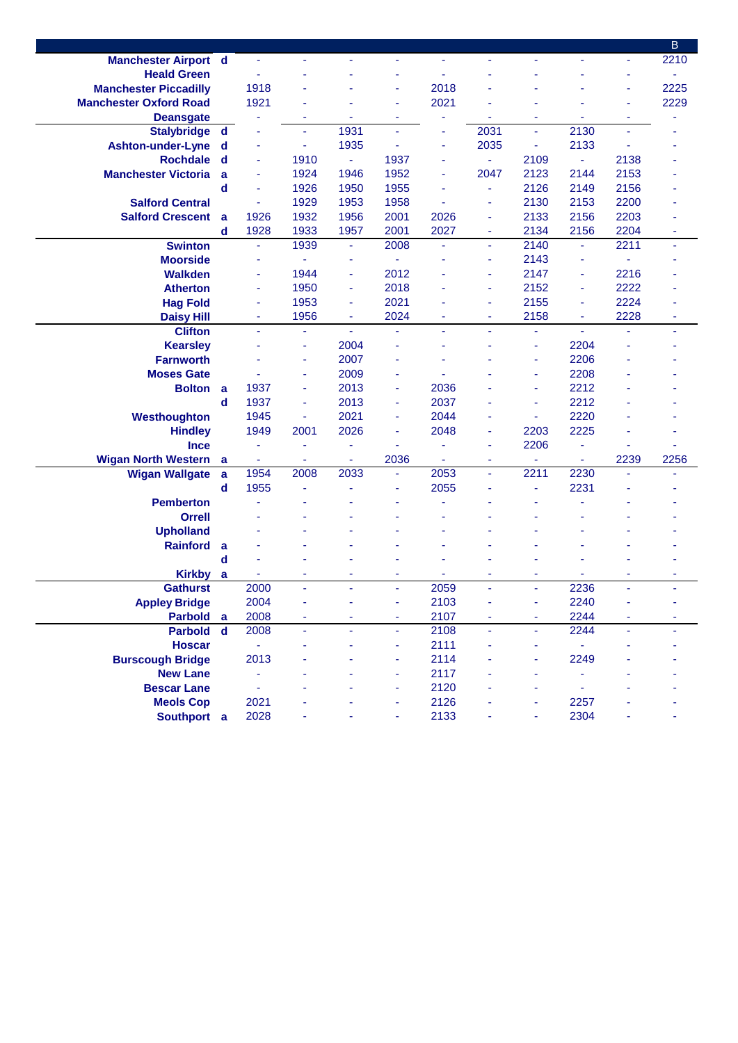| Station | | | | | | | | | | | B |
|---|---|---|---|---|---|---|---|---|---|---|---|
| Manchester Airport | d | - | - | - | - | - | - | - | - | - | 2210 |
| Heald Green | | - | - | - | - | - | - | - | - | - | - |
| Manchester Piccadilly | | 1918 | - | - | - | 2018 | - | - | - | - | 2225 |
| Manchester Oxford Road | | 1921 | - | - | - | 2021 | - | - | - | - | 2229 |
| Deansgate | | - | - | - | - | - | - | - | - | - | - |
| Stalybridge | d | - | - | 1931 | - | - | 2031 | - | 2130 | - | - |
| Ashton-under-Lyne | d | - | - | 1935 | - | - | 2035 | - | 2133 | - | - |
| Rochdale | d | - | 1910 | - | 1937 | - | - | 2109 | - | 2138 | - |
| Manchester Victoria | a | - | 1924 | 1946 | 1952 | - | 2047 | 2123 | 2144 | 2153 | - |
| | d | - | 1926 | 1950 | 1955 | - | - | 2126 | 2149 | 2156 | - |
| Salford Central | | - | 1929 | 1953 | 1958 | - | - | 2130 | 2153 | 2200 | - |
| Salford Crescent | a | 1926 | 1932 | 1956 | 2001 | 2026 | - | 2133 | 2156 | 2203 | - |
| | d | 1928 | 1933 | 1957 | 2001 | 2027 | - | 2134 | 2156 | 2204 | - |
| Swinton | | - | 1939 | - | 2008 | - | - | 2140 | - | 2211 | - |
| Moorside | | - | - | - | - | - | - | 2143 | - | - | - |
| Walkden | | - | 1944 | - | 2012 | - | - | 2147 | - | 2216 | - |
| Atherton | | - | 1950 | - | 2018 | - | - | 2152 | - | 2222 | - |
| Hag Fold | | - | 1953 | - | 2021 | - | - | 2155 | - | 2224 | - |
| Daisy Hill | | - | 1956 | - | 2024 | - | - | 2158 | - | 2228 | - |
| Clifton | | - | - | - | - | - | - | - | - | - | - |
| Kearsley | | - | - | 2004 | - | - | - | - | 2204 | - | - |
| Farnworth | | - | - | 2007 | - | - | - | - | 2206 | - | - |
| Moses Gate | | - | - | 2009 | - | - | - | - | 2208 | - | - |
| Bolton | a | 1937 | - | 2013 | - | 2036 | - | - | 2212 | - | - |
| | d | 1937 | - | 2013 | - | 2037 | - | - | 2212 | - | - |
| Westhoughton | | 1945 | - | 2021 | - | 2044 | - | - | 2220 | - | - |
| Hindley | | 1949 | 2001 | 2026 | - | 2048 | - | 2203 | 2225 | - | - |
| Ince | | - | - | - | - | - | - | 2206 | - | - | - |
| Wigan North Western | a | - | - | - | 2036 | - | - | - | - | 2239 | 2256 |
| Wigan Wallgate | a | 1954 | 2008 | 2033 | - | 2053 | - | 2211 | 2230 | - | - |
| | d | 1955 | - | - | - | 2055 | - | - | 2231 | - | - |
| Pemberton | | - | - | - | - | - | - | - | - | - | - |
| Orrell | | - | - | - | - | - | - | - | - | - | - |
| Upholland | | - | - | - | - | - | - | - | - | - | - |
| Rainford | a | - | - | - | - | - | - | - | - | - | - |
| | d | - | - | - | - | - | - | - | - | - | - |
| Kirkby | a | - | - | - | - | - | - | - | - | - | - |
| Gathurst | | 2000 | - | - | - | 2059 | - | - | 2236 | - | - |
| Appley Bridge | | 2004 | - | - | - | 2103 | - | - | 2240 | - | - |
| Parbold | a | 2008 | - | - | - | 2107 | - | - | 2244 | - | - |
| Parbold | d | 2008 | - | - | - | 2108 | - | - | 2244 | - | - |
| Hoscar | | - | - | - | - | 2111 | - | - | - | - | - |
| Burscough Bridge | | 2013 | - | - | - | 2114 | - | - | 2249 | - | - |
| New Lane | | - | - | - | - | 2117 | - | - | - | - | - |
| Bescar Lane | | - | - | - | - | 2120 | - | - | - | - | - |
| Meols Cop | | 2021 | - | - | - | 2126 | - | - | 2257 | - | - |
| Southport | a | 2028 | - | - | - | 2133 | - | - | 2304 | - | - |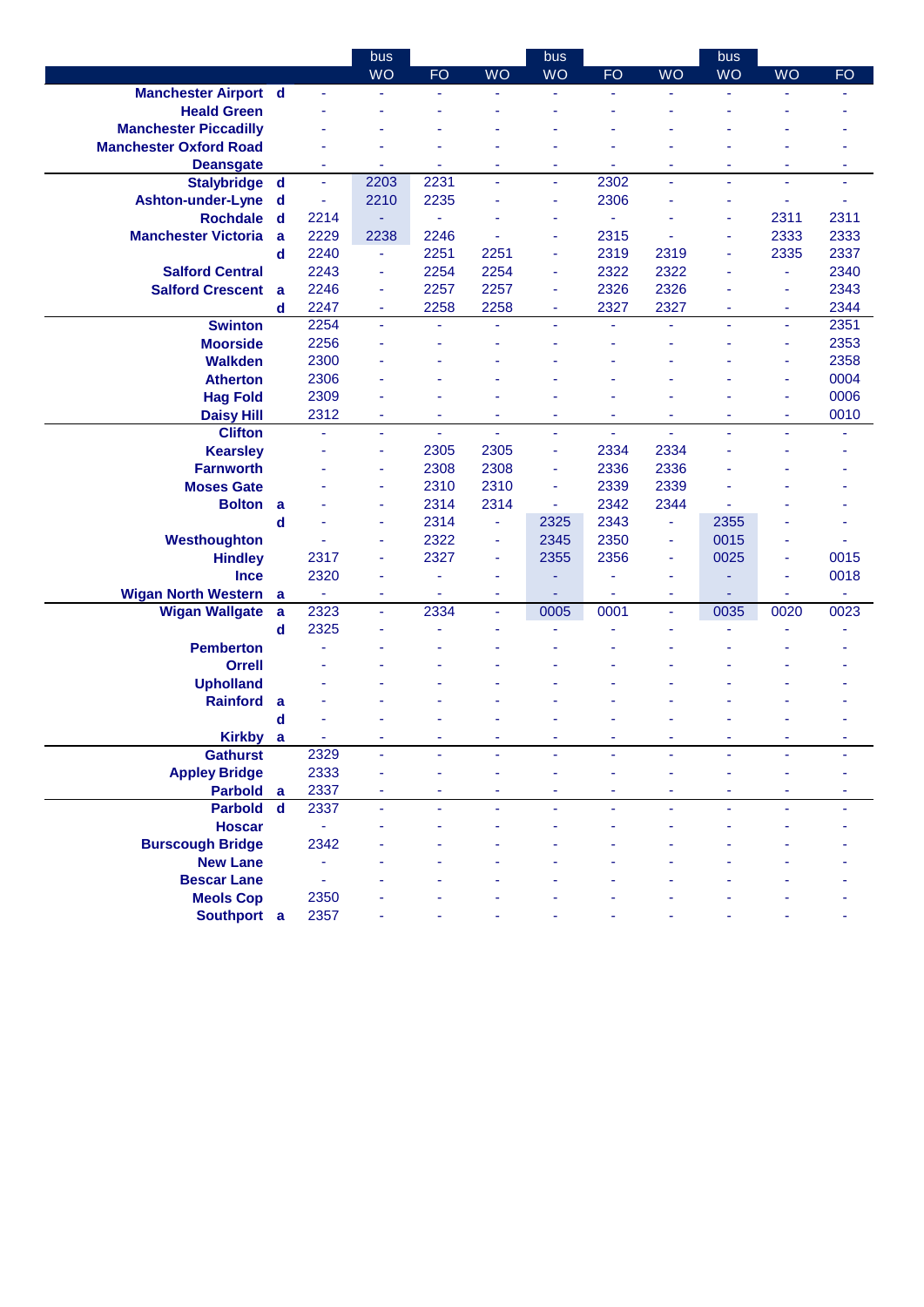| | | | bus | | | bus | | | bus | | |
|---|---|---|---|---|---|---|---|---|---|---|---|
| | | | WO | FO | WO | WO | FO | WO | WO | WO | FO |
| Manchester Airport | d | - | - | - | - | - | - | - | - | - | - |
| Heald Green | | - | - | - | - | - | - | - | - | - | - |
| Manchester Piccadilly | | - | - | - | - | - | - | - | - | - | - |
| Manchester Oxford Road | | - | - | - | - | - | - | - | - | - | - |
| Deansgate | | - | - | - | - | - | - | - | - | - | - |
| Stalybridge | d | - | 2203 | 2231 | - | - | 2302 | - | - | - | - |
| Ashton-under-Lyne | d | - | 2210 | 2235 | - | - | 2306 | - | - | - | - |
| Rochdale | d | 2214 | - | - | - | - | - | - | - | 2311 | 2311 |
| Manchester Victoria | a | 2229 | 2238 | 2246 | - | - | 2315 | - | - | 2333 | 2333 |
| | d | 2240 | - | 2251 | 2251 | - | 2319 | 2319 | - | 2335 | 2337 |
| Salford Central | | 2243 | - | 2254 | 2254 | - | 2322 | 2322 | - | - | 2340 |
| Salford Crescent | a | 2246 | - | 2257 | 2257 | - | 2326 | 2326 | - | - | 2343 |
| | d | 2247 | - | 2258 | 2258 | - | 2327 | 2327 | - | - | 2344 |
| Swinton | | 2254 | - | - | - | - | - | - | - | - | 2351 |
| Moorside | | 2256 | - | - | - | - | - | - | - | - | 2353 |
| Walkden | | 2300 | - | - | - | - | - | - | - | - | 2358 |
| Atherton | | 2306 | - | - | - | - | - | - | - | - | 0004 |
| Hag Fold | | 2309 | - | - | - | - | - | - | - | - | 0006 |
| Daisy Hill | | 2312 | - | - | - | - | - | - | - | - | 0010 |
| Clifton | | - | - | - | - | - | - | - | - | - | - |
| Kearsley | | - | - | 2305 | 2305 | - | 2334 | 2334 | - | - | - |
| Farnworth | | - | - | 2308 | 2308 | - | 2336 | 2336 | - | - | - |
| Moses Gate | | - | - | 2310 | 2310 | - | 2339 | 2339 | - | - | - |
| Bolton | a | - | - | 2314 | 2314 | - | 2342 | 2344 | - | - | - |
| | d | - | - | 2314 | - | 2325 | 2343 | - | 2355 | - | - |
| Westhoughton | | - | - | 2322 | - | 2345 | 2350 | - | 0015 | - | - |
| Hindley | | 2317 | - | 2327 | - | 2355 | 2356 | - | 0025 | - | 0015 |
| Ince | | 2320 | - | - | - | - | - | - | - | - | 0018 |
| Wigan North Western | a | - | - | - | - | - | - | - | - | - | - |
| Wigan Wallgate | a | 2323 | - | 2334 | - | 0005 | 0001 | - | 0035 | 0020 | 0023 |
| | d | 2325 | - | - | - | - | - | - | - | - | - |
| Pemberton | | - | - | - | - | - | - | - | - | - | - |
| Orrell | | - | - | - | - | - | - | - | - | - | - |
| Upholland | | - | - | - | - | - | - | - | - | - | - |
| Rainford | a | - | - | - | - | - | - | - | - | - | - |
| | d | - | - | - | - | - | - | - | - | - | - |
| Kirkby | a | - | - | - | - | - | - | - | - | - | - |
| Gathurst | | 2329 | - | - | - | - | - | - | - | - | - |
| Appley Bridge | | 2333 | - | - | - | - | - | - | - | - | - |
| Parbold | a | 2337 | - | - | - | - | - | - | - | - | - |
| Parbold | d | 2337 | - | - | - | - | - | - | - | - | - |
| Hoscar | | - | - | - | - | - | - | - | - | - | - |
| Burscough Bridge | | 2342 | - | - | - | - | - | - | - | - | - |
| New Lane | | - | - | - | - | - | - | - | - | - | - |
| Bescar Lane | | - | - | - | - | - | - | - | - | - | - |
| Meols Cop | | 2350 | - | - | - | - | - | - | - | - | - |
| Southport | a | 2357 | - | - | - | - | - | - | - | - | - |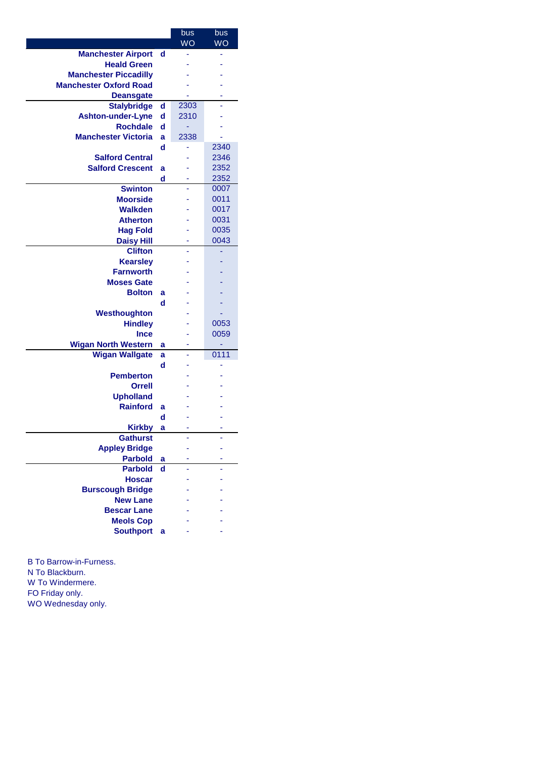| | | bus | bus |
|---|---|---|---|
| | | WO | WO |
| Manchester Airport | d | - | - |
| Heald Green | | - | - |
| Manchester Piccadilly | | - | - |
| Manchester Oxford Road | | - | - |
| Deansgate | | - | - |
| Stalybridge | d | 2303 | - |
| Ashton-under-Lyne | d | 2310 | - |
| Rochdale | d | - | - |
| Manchester Victoria | a | 2338 | - |
| | d | - | 2340 |
| Salford Central | | - | 2346 |
| Salford Crescent | a | - | 2352 |
| | d | - | 2352 |
| Swinton | | - | 0007 |
| Moorside | | - | 0011 |
| Walkden | | - | 0017 |
| Atherton | | - | 0031 |
| Hag Fold | | - | 0035 |
| Daisy Hill | | - | 0043 |
| Clifton | | - | - |
| Kearsley | | - | - |
| Farnworth | | - | - |
| Moses Gate | | - | - |
| Bolton | a | - | - |
| | d | - | - |
| Westhoughton | | - | - |
| Hindley | | - | 0053 |
| Ince | | - | 0059 |
| Wigan North Western | a | - | - |
| Wigan Wallgate | a | - | 0111 |
| | d | - | - |
| Pemberton | | - | - |
| Orrell | | - | - |
| Upholland | | - | - |
| Rainford | a | - | - |
| | d | - | - |
| Kirkby | a | - | - |
| Gathurst | | - | - |
| Appley Bridge | | - | - |
| Parbold | a | - | - |
| Parbold | d | - | - |
| Hoscar | | - | - |
| Burscough Bridge | | - | - |
| New Lane | | - | - |
| Bescar Lane | | - | - |
| Meols Cop | | - | - |
| Southport | a | - | - |

B To Barrow-in-Furness.
N To Blackburn.
W To Windermere.
FO Friday only.
WO Wednesday only.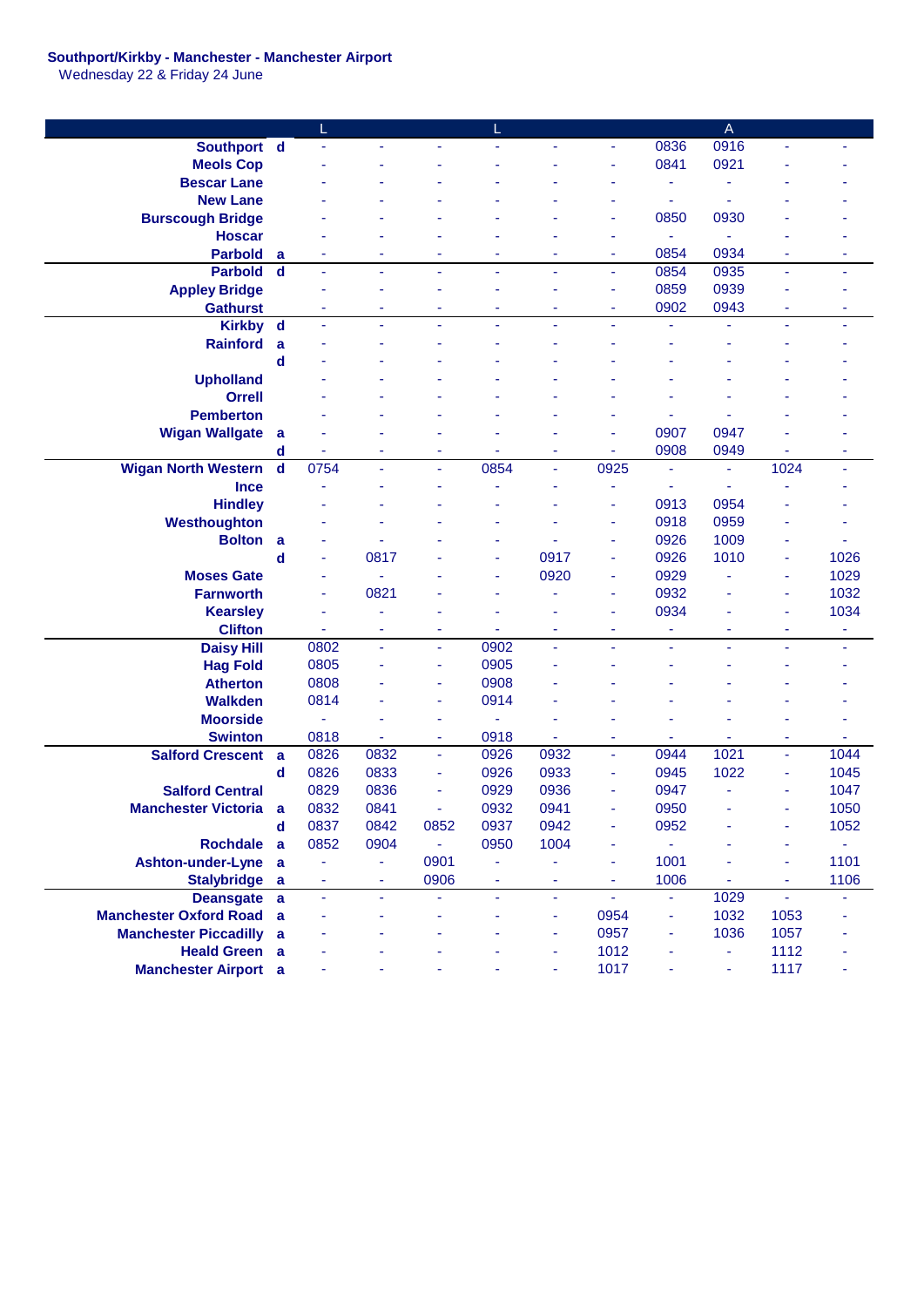**Southport/Kirkby - Manchester - Manchester Airport**
Wednesday 22 & Friday 24 June

| | | L | | | L | | | | A | | |
|---|---|---|---|---|---|---|---|---|---|---|---|
| Southport | d | - | - | - | - | - | - | 0836 | 0916 | - | - |
| Meols Cop | | - | - | - | - | - | - | 0841 | 0921 | - | - |
| Bescar Lane | | - | - | - | - | - | - | - | - | - | - |
| New Lane | | - | - | - | - | - | - | - | - | - | - |
| Burscough Bridge | | - | - | - | - | - | - | 0850 | 0930 | - | - |
| Hoscar | | - | - | - | - | - | - | - | - | - | - |
| Parbold | a | - | - | - | - | - | - | 0854 | 0934 | - | - |
| Parbold | d | - | - | - | - | - | - | 0854 | 0935 | - | - |
| Appley Bridge | | - | - | - | - | - | - | 0859 | 0939 | - | - |
| Gathurst | | - | - | - | - | - | - | 0902 | 0943 | - | - |
| Kirkby | d | - | - | - | - | - | - | - | - | - | - |
| Rainford | a | - | - | - | - | - | - | - | - | - | - |
| | d | - | - | - | - | - | - | - | - | - | - |
| Upholland | | - | - | - | - | - | - | - | - | - | - |
| Orrell | | - | - | - | - | - | - | - | - | - | - |
| Pemberton | | - | - | - | - | - | - | - | - | - | - |
| Wigan Wallgate | a | - | - | - | - | - | - | 0907 | 0947 | - | - |
| | d | - | - | - | - | - | - | 0908 | 0949 | - | - |
| Wigan North Western | d | 0754 | - | - | 0854 | - | 0925 | - | - | 1024 | - |
| Ince | | - | - | - | - | - | - | - | - | - | - |
| Hindley | | - | - | - | - | - | - | 0913 | 0954 | - | - |
| Westhoughton | | - | - | - | - | - | - | 0918 | 0959 | - | - |
| Bolton | a | - | - | - | - | - | - | 0926 | 1009 | - | - |
| | d | - | 0817 | - | - | 0917 | - | 0926 | 1010 | - | 1026 |
| Moses Gate | | - | - | - | - | 0920 | - | 0929 | - | - | 1029 |
| Farnworth | | - | 0821 | - | - | - | - | 0932 | - | - | 1032 |
| Kearsley | | - | - | - | - | - | - | 0934 | - | - | 1034 |
| Clifton | | - | - | - | - | - | - | - | - | - | - |
| Daisy Hill | | 0802 | - | - | 0902 | - | - | - | - | - | - |
| Hag Fold | | 0805 | - | - | 0905 | - | - | - | - | - | - |
| Atherton | | 0808 | - | - | 0908 | - | - | - | - | - | - |
| Walkden | | 0814 | - | - | 0914 | - | - | - | - | - | - |
| Moorside | | - | - | - | - | - | - | - | - | - | - |
| Swinton | | 0818 | - | - | 0918 | - | - | - | - | - | - |
| Salford Crescent | a | 0826 | 0832 | - | 0926 | 0932 | - | 0944 | 1021 | - | 1044 |
| | d | 0826 | 0833 | - | 0926 | 0933 | - | 0945 | 1022 | - | 1045 |
| Salford Central | | 0829 | 0836 | - | 0929 | 0936 | - | 0947 | - | - | 1047 |
| Manchester Victoria | a | 0832 | 0841 | - | 0932 | 0941 | - | 0950 | - | - | 1050 |
| | d | 0837 | 0842 | 0852 | 0937 | 0942 | - | 0952 | - | - | 1052 |
| Rochdale | a | 0852 | 0904 | - | 0950 | 1004 | - | - | - | - | - |
| Ashton-under-Lyne | a | - | - | 0901 | - | - | - | 1001 | - | - | 1101 |
| Stalybridge | a | - | - | 0906 | - | - | - | 1006 | - | - | 1106 |
| Deansgate | a | - | - | - | - | - | - | - | 1029 | - | - |
| Manchester Oxford Road | a | - | - | - | - | - | 0954 | - | 1032 | 1053 | - |
| Manchester Piccadilly | a | - | - | - | - | - | 0957 | - | 1036 | 1057 | - |
| Heald Green | a | - | - | - | - | - | 1012 | - | - | 1112 | - |
| Manchester Airport | a | - | - | - | - | - | 1017 | - | - | 1117 | - |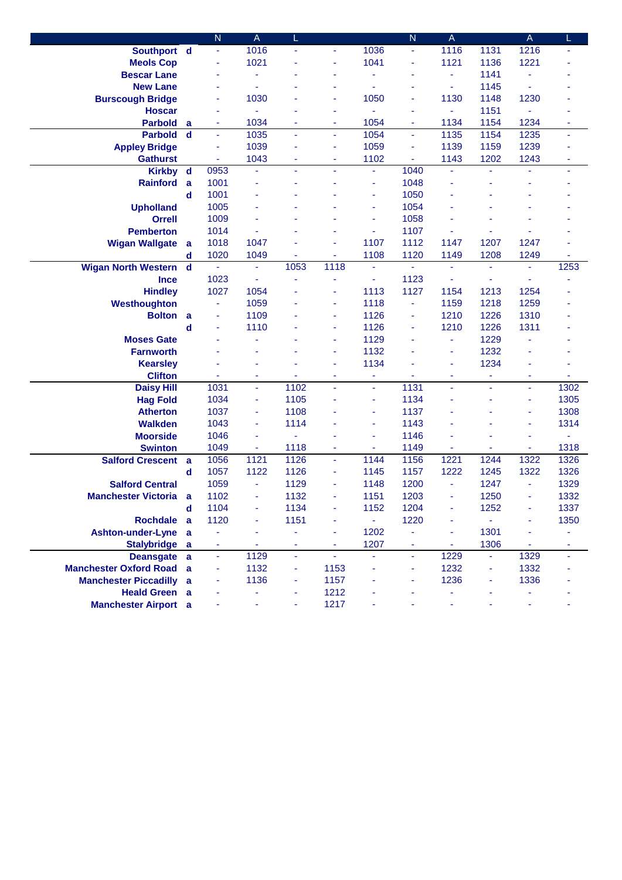| | | N | A | L | | | N | A | | A | L |
|---|---|---|---|---|---|---|---|---|---|---|---|
| Southport | d | - | 1016 | - | - | 1036 | - | 1116 | 1131 | 1216 | - |
| Meols Cop | | - | 1021 | - | - | 1041 | - | 1121 | 1136 | 1221 | - |
| Bescar Lane | | - | - | - | - | - | - | - | 1141 | - | - |
| New Lane | | - | - | - | - | - | - | - | 1145 | - | - |
| Burscough Bridge | | - | 1030 | - | - | 1050 | - | 1130 | 1148 | 1230 | - |
| Hoscar | | - | - | - | - | - | - | - | 1151 | - | - |
| Parbold | a | - | 1034 | - | - | 1054 | - | 1134 | 1154 | 1234 | - |
| Parbold | d | - | 1035 | - | - | 1054 | - | 1135 | 1154 | 1235 | - |
| Appley Bridge | | - | 1039 | - | - | 1059 | - | 1139 | 1159 | 1239 | - |
| Gathurst | | - | 1043 | - | - | 1102 | - | 1143 | 1202 | 1243 | - |
| Kirkby | d | 0953 | - | - | - | - | 1040 | - | - | - | - |
| Rainford | a | 1001 | - | - | - | - | 1048 | - | - | - | - |
| | d | 1001 | - | - | - | - | 1050 | - | - | - | - |
| Upholland | | 1005 | - | - | - | - | 1054 | - | - | - | - |
| Orrell | | 1009 | - | - | - | - | 1058 | - | - | - | - |
| Pemberton | | 1014 | - | - | - | - | 1107 | - | - | - | - |
| Wigan Wallgate | a | 1018 | 1047 | - | - | 1107 | 1112 | 1147 | 1207 | 1247 | - |
| | d | 1020 | 1049 | - | - | 1108 | 1120 | 1149 | 1208 | 1249 | - |
| Wigan North Western | d | - | - | 1053 | 1118 | - | - | - | - | - | 1253 |
| Ince | | 1023 | - | - | - | - | 1123 | - | - | - | - |
| Hindley | | 1027 | 1054 | - | - | 1113 | 1127 | 1154 | 1213 | 1254 | - |
| Westhoughton | | - | 1059 | - | - | 1118 | - | 1159 | 1218 | 1259 | - |
| Bolton | a | - | 1109 | - | - | 1126 | - | 1210 | 1226 | 1310 | - |
| | d | - | 1110 | - | - | 1126 | - | 1210 | 1226 | 1311 | - |
| Moses Gate | | - | - | - | - | 1129 | - | - | 1229 | - | - |
| Farnworth | | - | - | - | - | 1132 | - | - | 1232 | - | - |
| Kearsley | | - | - | - | - | 1134 | - | - | 1234 | - | - |
| Clifton | | - | - | - | - | - | - | - | - | - | - |
| Daisy Hill | | 1031 | - | 1102 | - | - | 1131 | - | - | - | 1302 |
| Hag Fold | | 1034 | - | 1105 | - | - | 1134 | - | - | - | 1305 |
| Atherton | | 1037 | - | 1108 | - | - | 1137 | - | - | - | 1308 |
| Walkden | | 1043 | - | 1114 | - | - | 1143 | - | - | - | 1314 |
| Moorside | | 1046 | - | - | - | - | 1146 | - | - | - | - |
| Swinton | | 1049 | - | 1118 | - | - | 1149 | - | - | - | 1318 |
| Salford Crescent | a | 1056 | 1121 | 1126 | - | 1144 | 1156 | 1221 | 1244 | 1322 | 1326 |
| | d | 1057 | 1122 | 1126 | - | 1145 | 1157 | 1222 | 1245 | 1322 | 1326 |
| Salford Central | | 1059 | - | 1129 | - | 1148 | 1200 | - | 1247 | - | 1329 |
| Manchester Victoria | a | 1102 | - | 1132 | - | 1151 | 1203 | - | 1250 | - | 1332 |
| | d | 1104 | - | 1134 | - | 1152 | 1204 | - | 1252 | - | 1337 |
| Rochdale | a | 1120 | - | 1151 | - | - | 1220 | - | - | - | 1350 |
| Ashton-under-Lyne | a | - | - | - | - | 1202 | - | - | 1301 | - | - |
| Stalybridge | a | - | - | - | - | 1207 | - | - | 1306 | - | - |
| Deansgate | a | - | 1129 | - | - | - | - | 1229 | - | 1329 | - |
| Manchester Oxford Road | a | - | 1132 | - | 1153 | - | - | 1232 | - | 1332 | - |
| Manchester Piccadilly | a | - | 1136 | - | 1157 | - | - | 1236 | - | 1336 | - |
| Heald Green | a | - | - | - | 1212 | - | - | - | - | - | - |
| Manchester Airport | a | - | - | - | 1217 | - | - | - | - | - | - |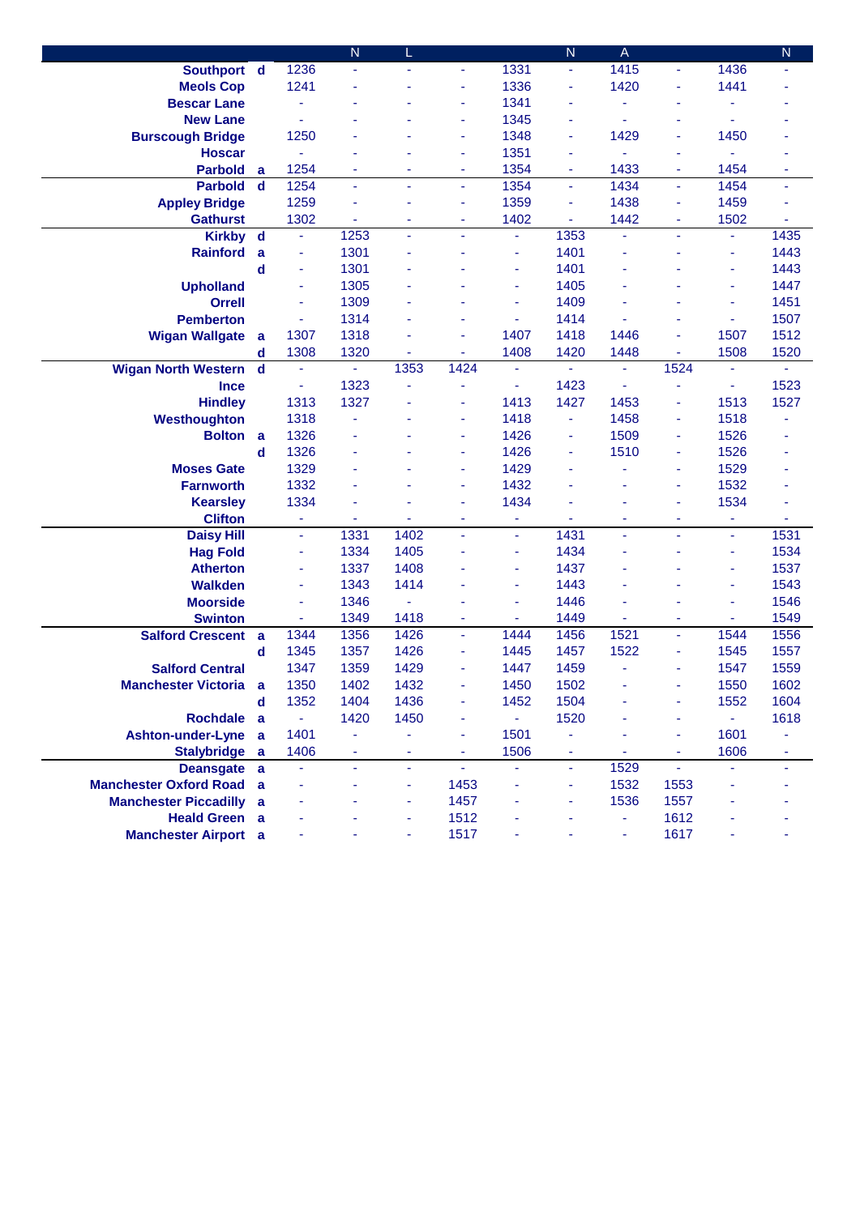| | | | N | L | | | N | A | | | N |
|---|---|---|---|---|---|---|---|---|---|---|---|
| Southport | d | 1236 | - | - | - | 1331 | - | 1415 | - | 1436 | - |
| Meols Cop | | 1241 | - | - | - | 1336 | - | 1420 | - | 1441 | - |
| Bescar Lane | | - | - | - | - | 1341 | - | - | - | - | - |
| New Lane | | - | - | - | - | 1345 | - | - | - | - | - |
| Burscough Bridge | | 1250 | - | - | - | 1348 | - | 1429 | - | 1450 | - |
| Hoscar | | - | - | - | - | 1351 | - | - | - | - | - |
| Parbold | a | 1254 | - | - | - | 1354 | - | 1433 | - | 1454 | - |
| Parbold | d | 1254 | - | - | - | 1354 | - | 1434 | - | 1454 | - |
| Appley Bridge | | 1259 | - | - | - | 1359 | - | 1438 | - | 1459 | - |
| Gathurst | | 1302 | - | - | - | 1402 | - | 1442 | - | 1502 | - |
| Kirkby | d | - | 1253 | - | - | - | 1353 | - | - | - | 1435 |
| Rainford | a | - | 1301 | - | - | - | 1401 | - | - | - | 1443 |
| | d | - | 1301 | - | - | - | 1401 | - | - | - | 1443 |
| Upholland | | - | 1305 | - | - | - | 1405 | - | - | - | 1447 |
| Orrell | | - | 1309 | - | - | - | 1409 | - | - | - | 1451 |
| Pemberton | | - | 1314 | - | - | - | 1414 | - | - | - | 1507 |
| Wigan Wallgate | a | 1307 | 1318 | - | - | 1407 | 1418 | 1446 | - | 1507 | 1512 |
| | d | 1308 | 1320 | - | - | 1408 | 1420 | 1448 | - | 1508 | 1520 |
| Wigan North Western | d | - | - | 1353 | 1424 | - | - | - | 1524 | - | - |
| Ince | | - | 1323 | - | - | - | 1423 | - | - | - | 1523 |
| Hindley | | 1313 | 1327 | - | - | 1413 | 1427 | 1453 | - | 1513 | 1527 |
| Westhoughton | | 1318 | - | - | - | 1418 | - | 1458 | - | 1518 | - |
| Bolton | a | 1326 | - | - | - | 1426 | - | 1509 | - | 1526 | - |
| | d | 1326 | - | - | - | 1426 | - | 1510 | - | 1526 | - |
| Moses Gate | | 1329 | - | - | - | 1429 | - | - | - | 1529 | - |
| Farnworth | | 1332 | - | - | - | 1432 | - | - | - | 1532 | - |
| Kearsley | | 1334 | - | - | - | 1434 | - | - | - | 1534 | - |
| Clifton | | - | - | - | - | - | - | - | - | - | - |
| Daisy Hill | | - | 1331 | 1402 | - | - | 1431 | - | - | - | 1531 |
| Hag Fold | | - | 1334 | 1405 | - | - | 1434 | - | - | - | 1534 |
| Atherton | | - | 1337 | 1408 | - | - | 1437 | - | - | - | 1537 |
| Walkden | | - | 1343 | 1414 | - | - | 1443 | - | - | - | 1543 |
| Moorside | | - | 1346 | - | - | - | 1446 | - | - | - | 1546 |
| Swinton | | - | 1349 | 1418 | - | - | 1449 | - | - | - | 1549 |
| Salford Crescent | a | 1344 | 1356 | 1426 | - | 1444 | 1456 | 1521 | - | 1544 | 1556 |
| | d | 1345 | 1357 | 1426 | - | 1445 | 1457 | 1522 | - | 1545 | 1557 |
| Salford Central | | 1347 | 1359 | 1429 | - | 1447 | 1459 | - | - | 1547 | 1559 |
| Manchester Victoria | a | 1350 | 1402 | 1432 | - | 1450 | 1502 | - | - | 1550 | 1602 |
| | d | 1352 | 1404 | 1436 | - | 1452 | 1504 | - | - | 1552 | 1604 |
| Rochdale | a | - | 1420 | 1450 | - | - | 1520 | - | - | - | 1618 |
| Ashton-under-Lyne | a | 1401 | - | - | - | 1501 | - | - | - | 1601 | - |
| Stalybridge | a | 1406 | - | - | - | 1506 | - | - | - | 1606 | - |
| Deansgate | a | - | - | - | - | - | - | 1529 | - | - | - |
| Manchester Oxford Road | a | - | - | - | 1453 | - | - | 1532 | 1553 | - | - |
| Manchester Piccadilly | a | - | - | - | 1457 | - | - | 1536 | 1557 | - | - |
| Heald Green | a | - | - | - | 1512 | - | - | - | 1612 | - | - |
| Manchester Airport | a | - | - | - | 1517 | - | - | - | 1617 | - | - |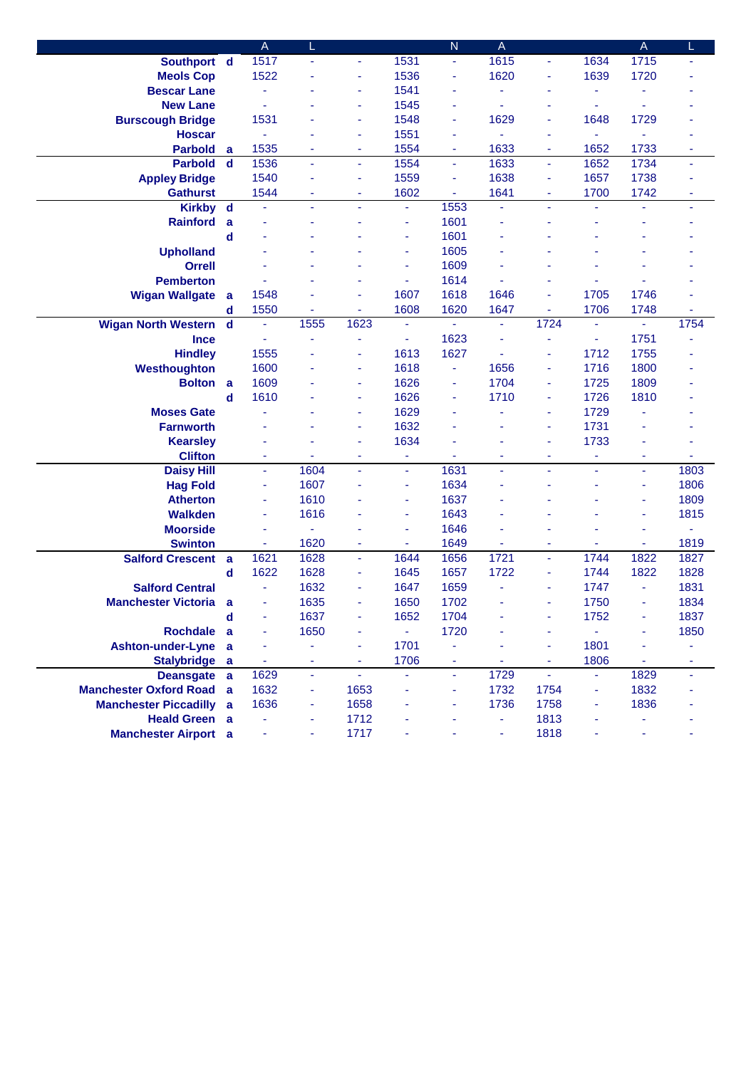| | | A | L | | | N | A | | | A | L |
|---|---|---|---|---|---|---|---|---|---|---|---|
| **Southport** | **d** | 1517 | - | - | 1531 | - | 1615 | - | 1634 | 1715 | - |
| **Meols Cop** | | 1522 | - | - | 1536 | - | 1620 | - | 1639 | 1720 | - |
| **Bescar Lane** | | - | - | - | 1541 | - | - | - | - | - | - |
| **New Lane** | | - | - | - | 1545 | - | - | - | - | - | - |
| **Burscough Bridge** | | 1531 | - | - | 1548 | - | 1629 | - | 1648 | 1729 | - |
| **Hoscar** | | - | - | - | 1551 | - | - | - | - | - | - |
| **Parbold** | **a** | 1535 | - | - | 1554 | - | 1633 | - | 1652 | 1733 | - |
| **Parbold** | **d** | 1536 | - | - | 1554 | - | 1633 | - | 1652 | 1734 | - |
| **Appley Bridge** | | 1540 | - | - | 1559 | - | 1638 | - | 1657 | 1738 | - |
| **Gathurst** | | 1544 | - | - | 1602 | - | 1641 | - | 1700 | 1742 | - |
| **Kirkby** | **d** | - | - | - | - | 1553 | - | - | - | - | - |
| **Rainford** | **a** | - | - | - | - | 1601 | - | - | - | - | - |
| | **d** | - | - | - | - | 1601 | - | - | - | - | - |
| **Upholland** | | - | - | - | - | 1605 | - | - | - | - | - |
| **Orrell** | | - | - | - | - | 1609 | - | - | - | - | - |
| **Pemberton** | | - | - | - | - | 1614 | - | - | - | - | - |
| **Wigan Wallgate** | **a** | 1548 | - | - | 1607 | 1618 | 1646 | - | 1705 | 1746 | - |
| | **d** | 1550 | - | - | 1608 | 1620 | 1647 | - | 1706 | 1748 | - |
| **Wigan North Western** | **d** | - | 1555 | 1623 | - | - | - | 1724 | - | - | 1754 |
| **Ince** | | - | - | - | - | 1623 | - | - | - | 1751 | - |
| **Hindley** | | 1555 | - | - | 1613 | 1627 | - | - | 1712 | 1755 | - |
| **Westhoughton** | | 1600 | - | - | 1618 | - | 1656 | - | 1716 | 1800 | - |
| **Bolton** | **a** | 1609 | - | - | 1626 | - | 1704 | - | 1725 | 1809 | - |
| | **d** | 1610 | - | - | 1626 | - | 1710 | - | 1726 | 1810 | - |
| **Moses Gate** | | - | - | - | 1629 | - | - | - | 1729 | - | - |
| **Farnworth** | | - | - | - | 1632 | - | - | - | 1731 | - | - |
| **Kearsley** | | - | - | - | 1634 | - | - | - | 1733 | - | - |
| **Clifton** | | - | - | - | - | - | - | - | - | - | - |
| **Daisy Hill** | | - | 1604 | - | - | 1631 | - | - | - | - | 1803 |
| **Hag Fold** | | - | 1607 | - | - | 1634 | - | - | - | - | 1806 |
| **Atherton** | | - | 1610 | - | - | 1637 | - | - | - | - | 1809 |
| **Walkden** | | - | 1616 | - | - | 1643 | - | - | - | - | 1815 |
| **Moorside** | | - | - | - | - | 1646 | - | - | - | - | - |
| **Swinton** | | - | 1620 | - | - | 1649 | - | - | - | - | 1819 |
| **Salford Crescent** | **a** | 1621 | 1628 | - | 1644 | 1656 | 1721 | - | 1744 | 1822 | 1827 |
| | **d** | 1622 | 1628 | - | 1645 | 1657 | 1722 | - | 1744 | 1822 | 1828 |
| **Salford Central** | | - | 1632 | - | 1647 | 1659 | - | - | 1747 | - | 1831 |
| **Manchester Victoria** | **a** | - | 1635 | - | 1650 | 1702 | - | - | 1750 | - | 1834 |
| | **d** | - | 1637 | - | 1652 | 1704 | - | - | 1752 | - | 1837 |
| **Rochdale** | **a** | - | 1650 | - | - | 1720 | - | - | - | - | 1850 |
| **Ashton-under-Lyne** | **a** | - | - | - | 1701 | - | - | - | 1801 | - | - |
| **Stalybridge** | **a** | - | - | - | 1706 | - | - | - | 1806 | - | - |
| **Deansgate** | **a** | 1629 | - | - | - | - | 1729 | - | - | 1829 | - |
| **Manchester Oxford Road** | **a** | 1632 | - | 1653 | - | - | 1732 | 1754 | - | 1832 | - |
| **Manchester Piccadilly** | **a** | 1636 | - | 1658 | - | - | 1736 | 1758 | - | 1836 | - |
| **Heald Green** | **a** | - | - | 1712 | - | - | - | 1813 | - | - | - |
| **Manchester Airport** | **a** | - | - | 1717 | - | - | - | 1818 | - | - | - |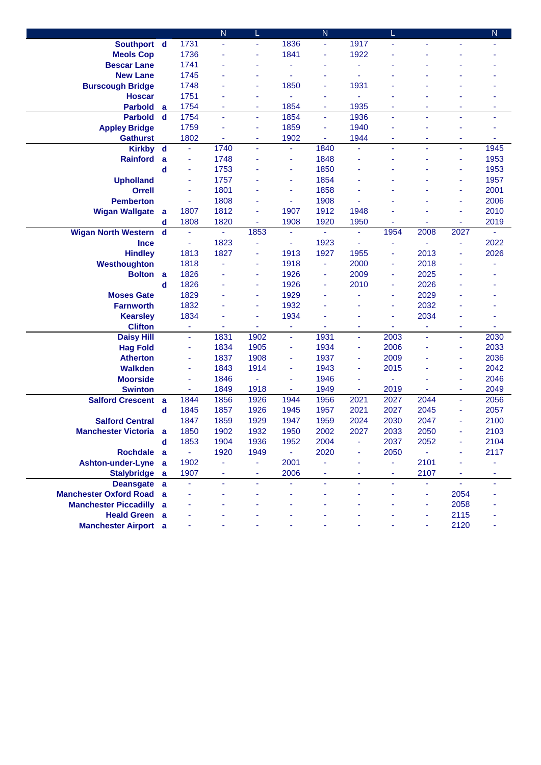| | | | N | L | | N | | L | | | N |
|---|---|---|---|---|---|---|---|---|---|---|---|
| Southport | d | 1731 | - | - | 1836 | - | 1917 | - | - | - | - |
| Meols Cop | | 1736 | - | - | 1841 | - | 1922 | - | - | - | - |
| Bescar Lane | | 1741 | - | - | - | - | - | - | - | - | - |
| New Lane | | 1745 | - | - | - | - | - | - | - | - | - |
| Burscough Bridge | | 1748 | - | - | 1850 | - | 1931 | - | - | - | - |
| Hoscar | | 1751 | - | - | - | - | - | - | - | - | - |
| Parbold | a | 1754 | - | - | 1854 | - | 1935 | - | - | - | - |
| Parbold | d | 1754 | - | - | 1854 | - | 1936 | - | - | - | - |
| Appley Bridge | | 1759 | - | - | 1859 | - | 1940 | - | - | - | - |
| Gathurst | | 1802 | - | - | 1902 | - | 1944 | - | - | - | - |
| Kirkby | d | - | 1740 | - | - | 1840 | - | - | - | - | 1945 |
| Rainford | a | - | 1748 | - | - | 1848 | - | - | - | - | 1953 |
| | d | - | 1753 | - | - | 1850 | - | - | - | - | 1953 |
| Upholland | | - | 1757 | - | - | 1854 | - | - | - | - | 1957 |
| Orrell | | - | 1801 | - | - | 1858 | - | - | - | - | 2001 |
| Pemberton | | - | 1808 | - | - | 1908 | - | - | - | - | 2006 |
| Wigan Wallgate | a | 1807 | 1812 | - | 1907 | 1912 | 1948 | - | - | - | 2010 |
| | d | 1808 | 1820 | - | 1908 | 1920 | 1950 | - | - | - | 2019 |
| Wigan North Western | d | - | - | 1853 | - | - | - | 1954 | 2008 | 2027 | - |
| Ince | | - | 1823 | - | - | 1923 | - | - | - | - | 2022 |
| Hindley | | 1813 | 1827 | - | 1913 | 1927 | 1955 | - | 2013 | - | 2026 |
| Westhoughton | | 1818 | - | - | 1918 | - | 2000 | - | 2018 | - | - |
| Bolton | a | 1826 | - | - | 1926 | - | 2009 | - | 2025 | - | - |
| | d | 1826 | - | - | 1926 | - | 2010 | - | 2026 | - | - |
| Moses Gate | | 1829 | - | - | 1929 | - | - | - | 2029 | - | - |
| Farnworth | | 1832 | - | - | 1932 | - | - | - | 2032 | - | - |
| Kearsley | | 1834 | - | - | 1934 | - | - | - | 2034 | - | - |
| Clifton | | - | - | - | - | - | - | - | - | - | - |
| Daisy Hill | | - | 1831 | 1902 | - | 1931 | - | 2003 | - | - | 2030 |
| Hag Fold | | - | 1834 | 1905 | - | 1934 | - | 2006 | - | - | 2033 |
| Atherton | | - | 1837 | 1908 | - | 1937 | - | 2009 | - | - | 2036 |
| Walkden | | - | 1843 | 1914 | - | 1943 | - | 2015 | - | - | 2042 |
| Moorside | | - | 1846 | - | - | 1946 | - | - | - | - | 2046 |
| Swinton | | - | 1849 | 1918 | - | 1949 | - | 2019 | - | - | 2049 |
| Salford Crescent | a | 1844 | 1856 | 1926 | 1944 | 1956 | 2021 | 2027 | 2044 | - | 2056 |
| | d | 1845 | 1857 | 1926 | 1945 | 1957 | 2021 | 2027 | 2045 | - | 2057 |
| Salford Central | | 1847 | 1859 | 1929 | 1947 | 1959 | 2024 | 2030 | 2047 | - | 2100 |
| Manchester Victoria | a | 1850 | 1902 | 1932 | 1950 | 2002 | 2027 | 2033 | 2050 | - | 2103 |
| | d | 1853 | 1904 | 1936 | 1952 | 2004 | - | 2037 | 2052 | - | 2104 |
| Rochdale | a | - | 1920 | 1949 | - | 2020 | - | 2050 | - | - | 2117 |
| Ashton-under-Lyne | a | 1902 | - | - | 2001 | - | - | - | 2101 | - | - |
| Stalybridge | a | 1907 | - | - | 2006 | - | - | - | 2107 | - | - |
| Deansgate | a | - | - | - | - | - | - | - | - | - | - |
| Manchester Oxford Road | a | - | - | - | - | - | - | - | - | 2054 | - |
| Manchester Piccadilly | a | - | - | - | - | - | - | - | - | 2058 | - |
| Heald Green | a | - | - | - | - | - | - | - | - | 2115 | - |
| Manchester Airport | a | - | - | - | - | - | - | - | - | 2120 | - |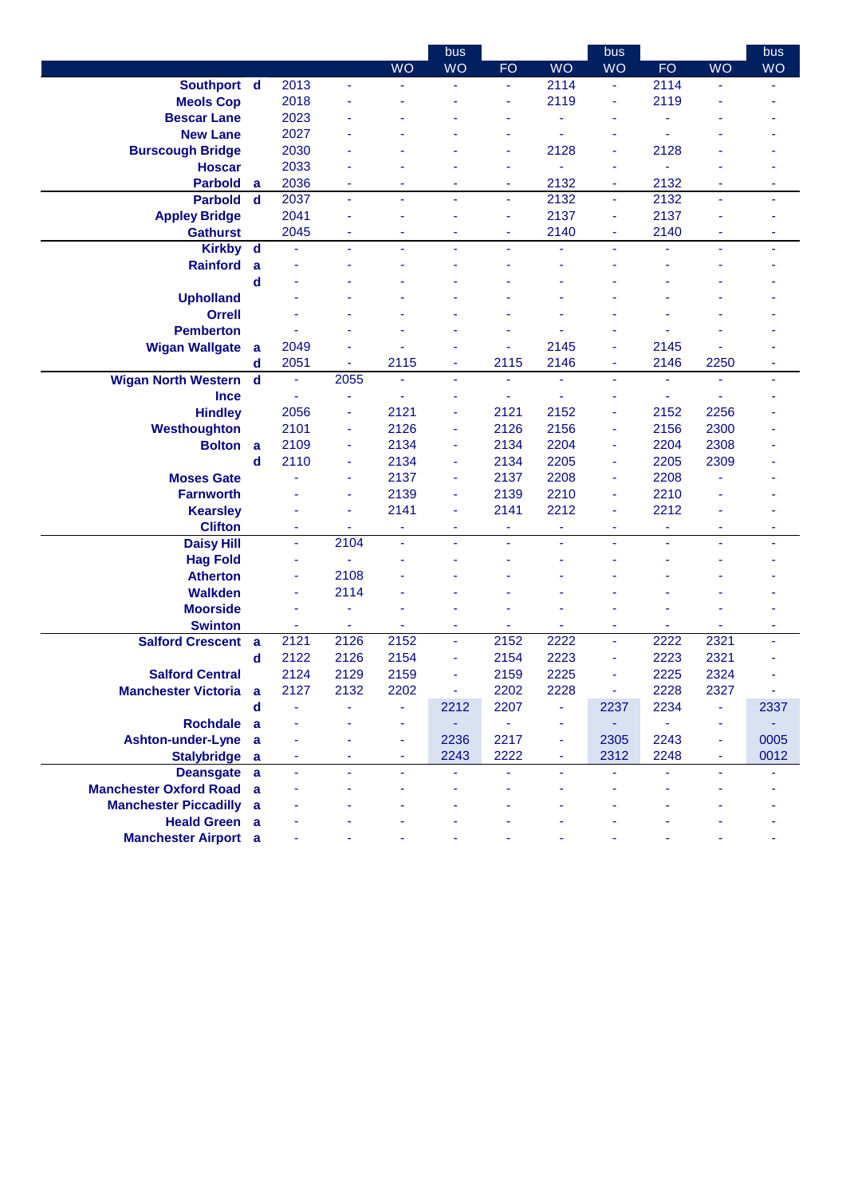| | | | | | bus | | | bus | | | bus |
|---|---|---|---|---|---|---|---|---|---|---|---|
| | | | | WO | WO | FO | WO | WO | FO | WO | WO |
| Southport | d | 2013 | - | - | - | - | 2114 | - | 2114 | - | - |
| Meols Cop | | 2018 | - | - | - | - | 2119 | - | 2119 | - | - |
| Bescar Lane | | 2023 | - | - | - | - | - | - | - | - | - |
| New Lane | | 2027 | - | - | - | - | - | - | - | - | - |
| Burscough Bridge | | 2030 | - | - | - | - | 2128 | - | 2128 | - | - |
| Hoscar | | 2033 | - | - | - | - | - | - | - | - | - |
| Parbold | a | 2036 | - | - | - | - | 2132 | - | 2132 | - | - |
| Parbold | d | 2037 | - | - | - | - | 2132 | - | 2132 | - | - |
| Appley Bridge | | 2041 | - | - | - | - | 2137 | - | 2137 | - | - |
| Gathurst | | 2045 | - | - | - | - | 2140 | - | 2140 | - | - |
| Kirkby | d | - | - | - | - | - | - | - | - | - | - |
| Rainford | a | - | - | - | - | - | - | - | - | - | - |
| | d | - | - | - | - | - | - | - | - | - | - |
| Upholland | | - | - | - | - | - | - | - | - | - | - |
| Orrell | | - | - | - | - | - | - | - | - | - | - |
| Pemberton | | - | - | - | - | - | - | - | - | - | - |
| Wigan Wallgate | a | 2049 | - | - | - | - | 2145 | - | 2145 | - | - |
| | d | 2051 | - | 2115 | - | 2115 | 2146 | - | 2146 | 2250 | - |
| Wigan North Western | d | - | 2055 | - | - | - | - | - | - | - | - |
| Ince | | - | - | - | - | - | - | - | - | - | - |
| Hindley | | 2056 | - | 2121 | - | 2121 | 2152 | - | 2152 | 2256 | - |
| Westhoughton | | 2101 | - | 2126 | - | 2126 | 2156 | - | 2156 | 2300 | - |
| Bolton | a | 2109 | - | 2134 | - | 2134 | 2204 | - | 2204 | 2308 | - |
| | d | 2110 | - | 2134 | - | 2134 | 2205 | - | 2205 | 2309 | - |
| Moses Gate | | - | - | 2137 | - | 2137 | 2208 | - | 2208 | - | - |
| Farnworth | | - | - | 2139 | - | 2139 | 2210 | - | 2210 | - | - |
| Kearsley | | - | - | 2141 | - | 2141 | 2212 | - | 2212 | - | - |
| Clifton | | - | - | - | - | - | - | - | - | - | - |
| Daisy Hill | | - | 2104 | - | - | - | - | - | - | - | - |
| Hag Fold | | - | - | - | - | - | - | - | - | - | - |
| Atherton | | - | 2108 | - | - | - | - | - | - | - | - |
| Walkden | | - | 2114 | - | - | - | - | - | - | - | - |
| Moorside | | - | - | - | - | - | - | - | - | - | - |
| Swinton | | - | - | - | - | - | - | - | - | - | - |
| Salford Crescent | a | 2121 | 2126 | 2152 | - | 2152 | 2222 | - | 2222 | 2321 | - |
| | d | 2122 | 2126 | 2154 | - | 2154 | 2223 | - | 2223 | 2321 | - |
| Salford Central | | 2124 | 2129 | 2159 | - | 2159 | 2225 | - | 2225 | 2324 | - |
| Manchester Victoria | a | 2127 | 2132 | 2202 | - | 2202 | 2228 | - | 2228 | 2327 | - |
| | d | - | - | - | 2212 | 2207 | - | 2237 | 2234 | - | 2337 |
| Rochdale | a | - | - | - | - | - | - | - | - | - | - |
| Ashton-under-Lyne | a | - | - | - | 2236 | 2217 | - | 2305 | 2243 | - | 0005 |
| Stalybridge | a | - | - | - | 2243 | 2222 | - | 2312 | 2248 | - | 0012 |
| Deansgate | a | - | - | - | - | - | - | - | - | - | - |
| Manchester Oxford Road | a | - | - | - | - | - | - | - | - | - | - |
| Manchester Piccadilly | a | - | - | - | - | - | - | - | - | - | - |
| Heald Green | a | - | - | - | - | - | - | - | - | - | - |
| Manchester Airport | a | - | - | - | - | - | - | - | - | - | - |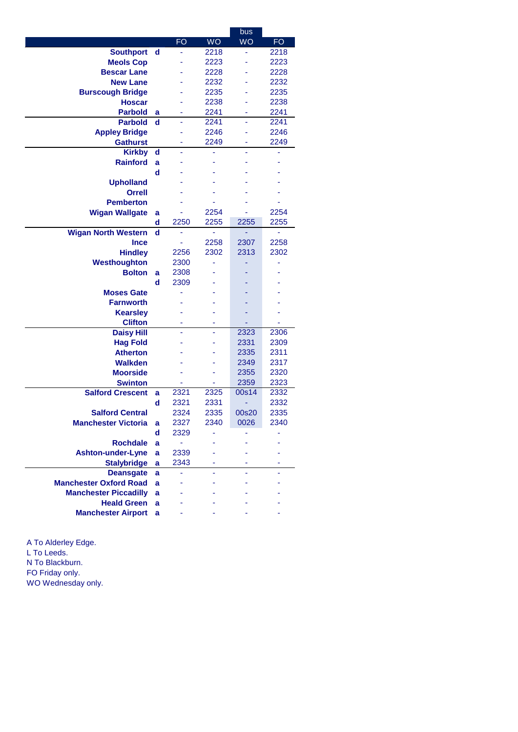| | | | | bus | |
|---|---|---|---|---|---|
| | | FO | WO | WO | FO |
| Southport | d | - | 2218 | - | 2218 |
| Meols Cop | | - | 2223 | - | 2223 |
| Bescar Lane | | - | 2228 | - | 2228 |
| New Lane | | - | 2232 | - | 2232 |
| Burscough Bridge | | - | 2235 | - | 2235 |
| Hoscar | | - | 2238 | - | 2238 |
| Parbold | a | - | 2241 | - | 2241 |
| Parbold | d | - | 2241 | - | 2241 |
| Appley Bridge | | - | 2246 | - | 2246 |
| Gathurst | | - | 2249 | - | 2249 |
| Kirkby | d | - | - | - | - |
| Rainford | a | - | - | - | - |
| | d | - | - | - | - |
| Upholland | | - | - | - | - |
| Orrell | | - | - | - | - |
| Pemberton | | - | - | - | - |
| Wigan Wallgate | a | - | 2254 | - | 2254 |
| | d | 2250 | 2255 | 2255 | 2255 |
| Wigan North Western | d | - | - | - | - |
| Ince | | - | 2258 | 2307 | 2258 |
| Hindley | | 2256 | 2302 | 2313 | 2302 |
| Westhoughton | | 2300 | - | - | - |
| Bolton | a | 2308 | - | - | - |
| | d | 2309 | - | - | - |
| Moses Gate | | - | - | - | - |
| Farnworth | | - | - | - | - |
| Kearsley | | - | - | - | - |
| Clifton | | - | - | - | - |
| Daisy Hill | | - | - | 2323 | 2306 |
| Hag Fold | | - | - | 2331 | 2309 |
| Atherton | | - | - | 2335 | 2311 |
| Walkden | | - | - | 2349 | 2317 |
| Moorside | | - | - | 2355 | 2320 |
| Swinton | | - | - | 2359 | 2323 |
| Salford Crescent | a | 2321 | 2325 | 00s14 | 2332 |
| | d | 2321 | 2331 | - | 2332 |
| Salford Central | | 2324 | 2335 | 00s20 | 2335 |
| Manchester Victoria | a | 2327 | 2340 | 0026 | 2340 |
| | d | 2329 | - | - | - |
| Rochdale | a | - | - | - | - |
| Ashton-under-Lyne | a | 2339 | - | - | - |
| Stalybridge | a | 2343 | - | - | - |
| Deansgate | a | - | - | - | - |
| Manchester Oxford Road | a | - | - | - | - |
| Manchester Piccadilly | a | - | - | - | - |
| Heald Green | a | - | - | - | - |
| Manchester Airport | a | - | - | - | - |

A To Alderley Edge.
L To Leeds.
N To Blackburn.
FO Friday only.
WO Wednesday only.